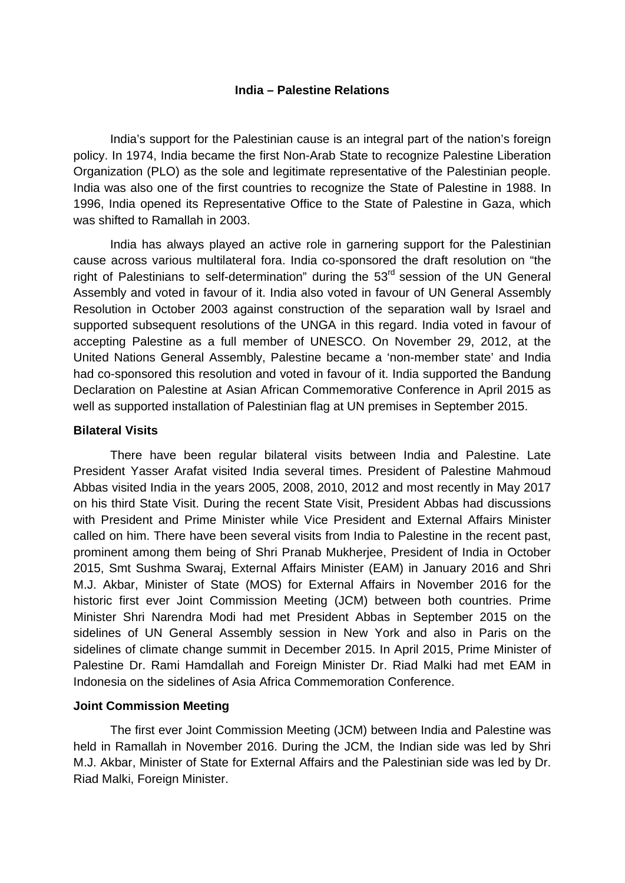# India – Palestine Relations

India's support for the Palestinian cause is an integral part of the nation's foreign policy. In 1974, India became the first Non-Arab State to recognize Palestine Liberation Organization (PLO) as the sole and legitimate representative of the Palestinian people. India was also one of the first countries to recognize the State of Palestine in 1988. In 1996, India opened its Representative Office to the State of Palestine in Gaza, which was shifted to Ramallah in 2003.

India has always played an active role in garnering support for the Palestinian cause across various multilateral fora. India co-sponsored the draft resolution on "the right of Palestinians to self-determination" during the 53rd session of the UN General Assembly and voted in favour of it. India also voted in favour of UN General Assembly Resolution in October 2003 against construction of the separation wall by Israel and supported subsequent resolutions of the UNGA in this regard. India voted in favour of accepting Palestine as a full member of UNESCO. On November 29, 2012, at the United Nations General Assembly, Palestine became a 'non-member state' and India had co-sponsored this resolution and voted in favour of it. India supported the Bandung Declaration on Palestine at Asian African Commemorative Conference in April 2015 as well as supported installation of Palestinian flag at UN premises in September 2015.

## Bilateral Visits

There have been regular bilateral visits between India and Palestine. Late President Yasser Arafat visited India several times. President of Palestine Mahmoud Abbas visited India in the years 2005, 2008, 2010, 2012 and most recently in May 2017 on his third State Visit. During the recent State Visit, President Abbas had discussions with President and Prime Minister while Vice President and External Affairs Minister called on him. There have been several visits from India to Palestine in the recent past, prominent among them being of Shri Pranab Mukherjee, President of India in October 2015, Smt Sushma Swaraj, External Affairs Minister (EAM) in January 2016 and Shri M.J. Akbar, Minister of State (MOS) for External Affairs in November 2016 for the historic first ever Joint Commission Meeting (JCM) between both countries. Prime Minister Shri Narendra Modi had met President Abbas in September 2015 on the sidelines of UN General Assembly session in New York and also in Paris on the sidelines of climate change summit in December 2015. In April 2015, Prime Minister of Palestine Dr. Rami Hamdallah and Foreign Minister Dr. Riad Malki had met EAM in Indonesia on the sidelines of Asia Africa Commemoration Conference.

## Joint Commission Meeting

The first ever Joint Commission Meeting (JCM) between India and Palestine was held in Ramallah in November 2016. During the JCM, the Indian side was led by Shri M.J. Akbar, Minister of State for External Affairs and the Palestinian side was led by Dr. Riad Malki, Foreign Minister.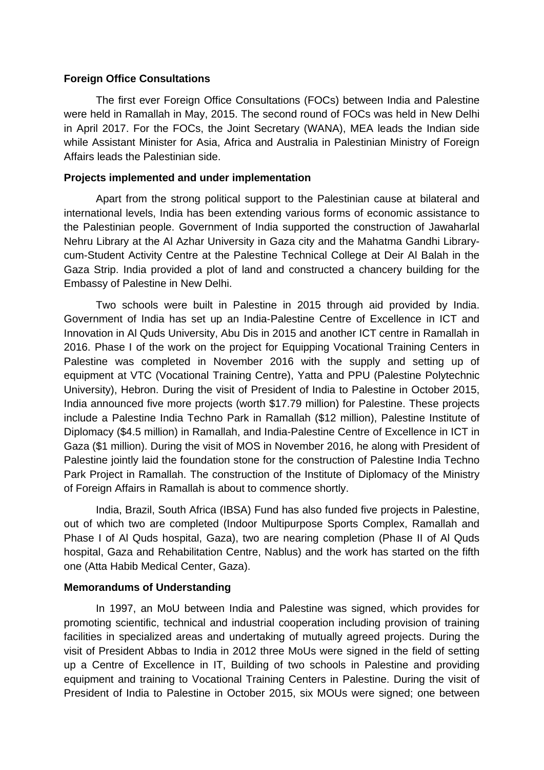**Foreign Office Consultations**

The first ever Foreign Office Consultations (FOCs) between India and Palestine were held in Ramallah in May, 2015. The second round of FOCs was held in New Delhi in April 2017. For the FOCs, the Joint Secretary (WANA), MEA leads the Indian side while Assistant Minister for Asia, Africa and Australia in Palestinian Ministry of Foreign Affairs leads the Palestinian side.

**Projects implemented and under implementation**

Apart from the strong political support to the Palestinian cause at bilateral and international levels, India has been extending various forms of economic assistance to the Palestinian people. Government of India supported the construction of Jawaharlal Nehru Library at the Al Azhar University in Gaza city and the Mahatma Gandhi Library-cum-Student Activity Centre at the Palestine Technical College at Deir Al Balah in the Gaza Strip. India provided a plot of land and constructed a chancery building for the Embassy of Palestine in New Delhi.

Two schools were built in Palestine in 2015 through aid provided by India. Government of India has set up an India-Palestine Centre of Excellence in ICT and Innovation in Al Quds University, Abu Dis in 2015 and another ICT centre in Ramallah in 2016. Phase I of the work on the project for Equipping Vocational Training Centers in Palestine was completed in November 2016 with the supply and setting up of equipment at VTC (Vocational Training Centre), Yatta and PPU (Palestine Polytechnic University), Hebron. During the visit of President of India to Palestine in October 2015, India announced five more projects (worth $17.79 million) for Palestine. These projects include a Palestine India Techno Park in Ramallah ($12 million), Palestine Institute of Diplomacy ($4.5 million) in Ramallah, and India-Palestine Centre of Excellence in ICT in Gaza ($1 million). During the visit of MOS in November 2016, he along with President of Palestine jointly laid the foundation stone for the construction of Palestine India Techno Park Project in Ramallah. The construction of the Institute of Diplomacy of the Ministry of Foreign Affairs in Ramallah is about to commence shortly.

India, Brazil, South Africa (IBSA) Fund has also funded five projects in Palestine, out of which two are completed (Indoor Multipurpose Sports Complex, Ramallah and Phase I of Al Quds hospital, Gaza), two are nearing completion (Phase II of Al Quds hospital, Gaza and Rehabilitation Centre, Nablus) and the work has started on the fifth one (Atta Habib Medical Center, Gaza).

**Memorandums of Understanding**

In 1997, an MoU between India and Palestine was signed, which provides for promoting scientific, technical and industrial cooperation including provision of training facilities in specialized areas and undertaking of mutually agreed projects. During the visit of President Abbas to India in 2012 three MoUs were signed in the field of setting up a Centre of Excellence in IT, Building of two schools in Palestine and providing equipment and training to Vocational Training Centers in Palestine. During the visit of President of India to Palestine in October 2015, six MOUs were signed; one between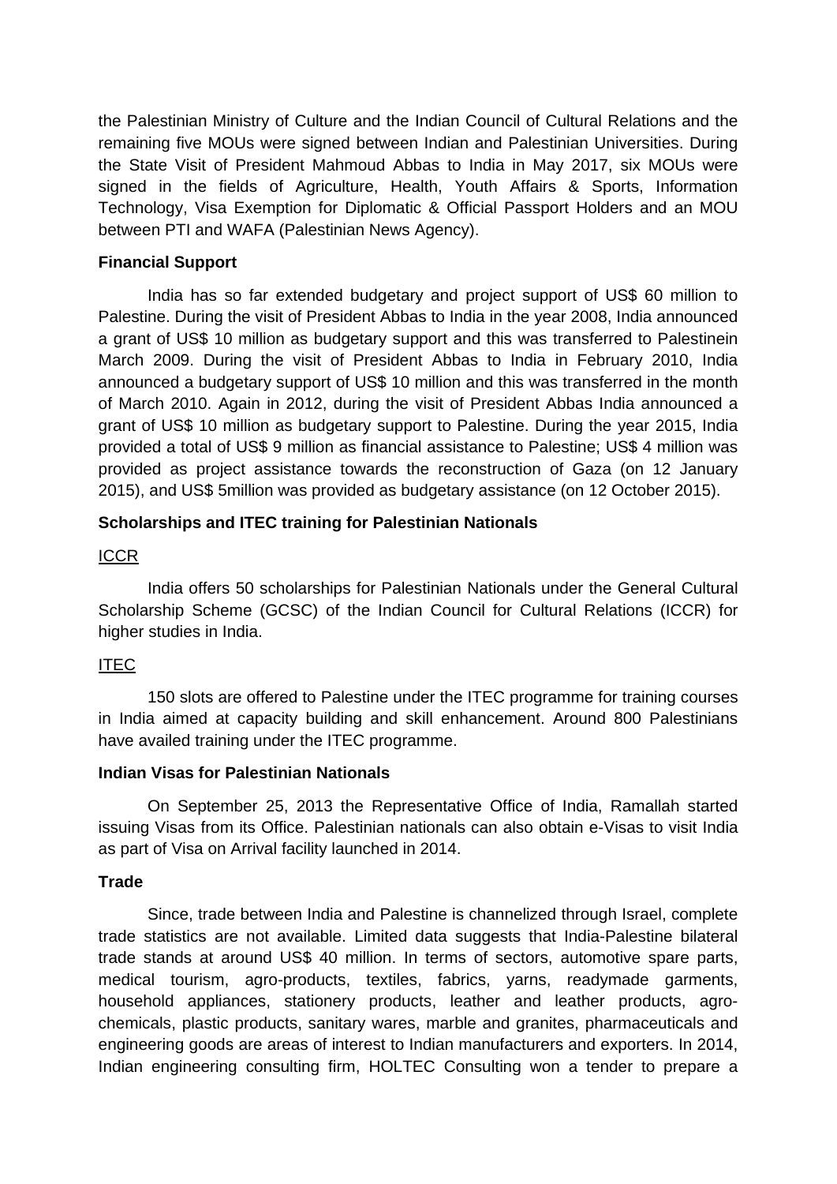the Palestinian Ministry of Culture and the Indian Council of Cultural Relations and the remaining five MOUs were signed between Indian and Palestinian Universities. During the State Visit of President Mahmoud Abbas to India in May 2017, six MOUs were signed in the fields of Agriculture, Health, Youth Affairs & Sports, Information Technology, Visa Exemption for Diplomatic & Official Passport Holders and an MOU between PTI and WAFA (Palestinian News Agency).

**Financial Support**

India has so far extended budgetary and project support of US$ 60 million to Palestine. During the visit of President Abbas to India in the year 2008, India announced a grant of US$ 10 million as budgetary support and this was transferred to Palestinein March 2009. During the visit of President Abbas to India in February 2010, India announced a budgetary support of US$ 10 million and this was transferred in the month of March 2010. Again in 2012, during the visit of President Abbas India announced a grant of US$ 10 million as budgetary support to Palestine. During the year 2015, India provided a total of US$ 9 million as financial assistance to Palestine; US$ 4 million was provided as project assistance towards the reconstruction of Gaza (on 12 January 2015), and US$ 5million was provided as budgetary assistance (on 12 October 2015).

**Scholarships and ITEC training for Palestinian Nationals**

ICCR

India offers 50 scholarships for Palestinian Nationals under the General Cultural Scholarship Scheme (GCSC) of the Indian Council for Cultural Relations (ICCR) for higher studies in India.

ITEC

150 slots are offered to Palestine under the ITEC programme for training courses in India aimed at capacity building and skill enhancement. Around 800 Palestinians have availed training under the ITEC programme.

**Indian Visas for Palestinian Nationals**

On September 25, 2013 the Representative Office of India, Ramallah started issuing Visas from its Office. Palestinian nationals can also obtain e-Visas to visit India as part of Visa on Arrival facility launched in 2014.

**Trade**

Since, trade between India and Palestine is channelized through Israel, complete trade statistics are not available. Limited data suggests that India-Palestine bilateral trade stands at around US$ 40 million. In terms of sectors, automotive spare parts, medical tourism, agro-products, textiles, fabrics, yarns, readymade garments, household appliances, stationery products, leather and leather products, agro-chemicals, plastic products, sanitary wares, marble and granites, pharmaceuticals and engineering goods are areas of interest to Indian manufacturers and exporters. In 2014, Indian engineering consulting firm, HOLTEC Consulting won a tender to prepare a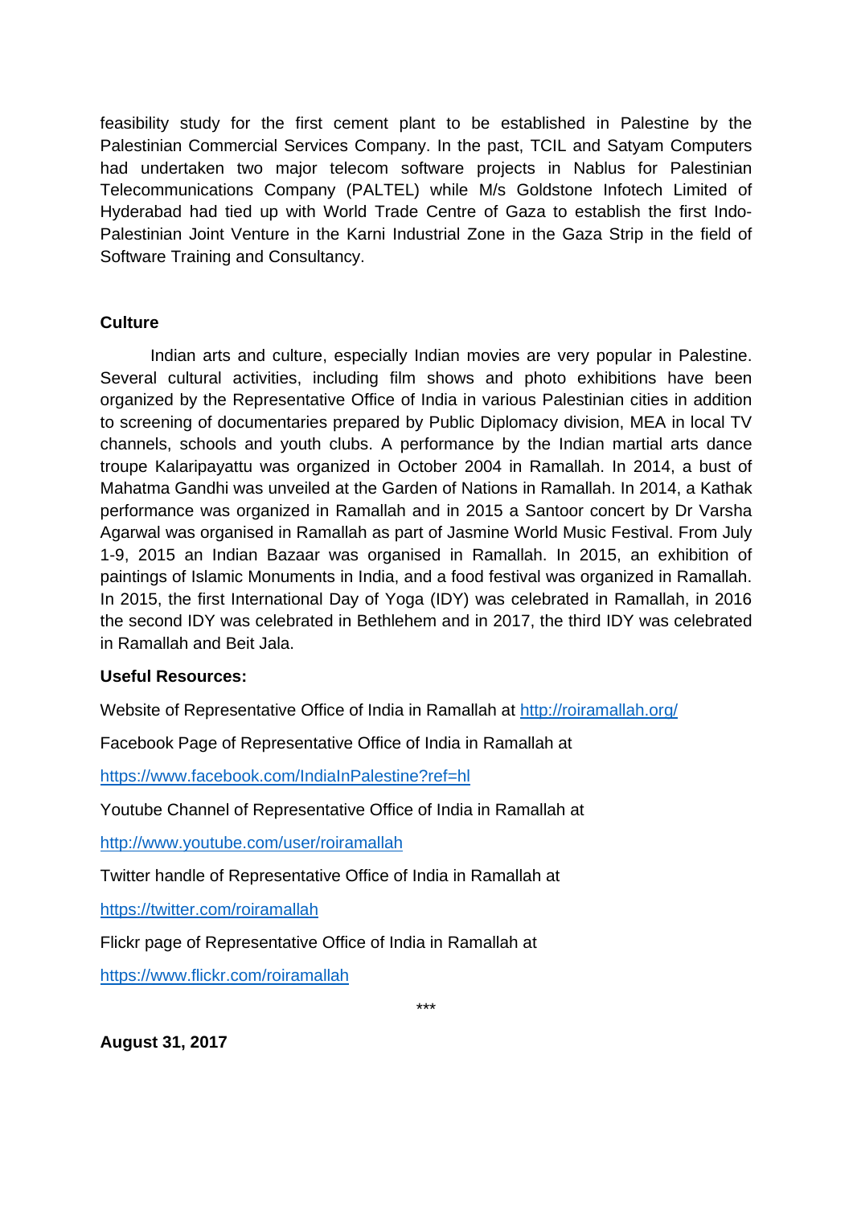feasibility study for the first cement plant to be established in Palestine by the Palestinian Commercial Services Company. In the past, TCIL and Satyam Computers had undertaken two major telecom software projects in Nablus for Palestinian Telecommunications Company (PALTEL) while M/s Goldstone Infotech Limited of Hyderabad had tied up with World Trade Centre of Gaza to establish the first Indo-Palestinian Joint Venture in the Karni Industrial Zone in the Gaza Strip in the field of Software Training and Consultancy.

**Culture**

Indian arts and culture, especially Indian movies are very popular in Palestine. Several cultural activities, including film shows and photo exhibitions have been organized by the Representative Office of India in various Palestinian cities in addition to screening of documentaries prepared by Public Diplomacy division, MEA in local TV channels, schools and youth clubs. A performance by the Indian martial arts dance troupe Kalaripayattu was organized in October 2004 in Ramallah. In 2014, a bust of Mahatma Gandhi was unveiled at the Garden of Nations in Ramallah. In 2014, a Kathak performance was organized in Ramallah and in 2015 a Santoor concert by Dr Varsha Agarwal was organised in Ramallah as part of Jasmine World Music Festival. From July 1-9, 2015 an Indian Bazaar was organised in Ramallah. In 2015, an exhibition of paintings of Islamic Monuments in India, and a food festival was organized in Ramallah. In 2015, the first International Day of Yoga (IDY) was celebrated in Ramallah, in 2016 the second IDY was celebrated in Bethlehem and in 2017, the third IDY was celebrated in Ramallah and Beit Jala.

**Useful Resources:**

Website of Representative Office of India in Ramallah at http://roiramallah.org/

Facebook Page of Representative Office of India in Ramallah at

https://www.facebook.com/IndiaInPalestine?ref=hl

Youtube Channel of Representative Office of India in Ramallah at

http://www.youtube.com/user/roiramallah

Twitter handle of Representative Office of India in Ramallah at

https://twitter.com/roiramallah

Flickr page of Representative Office of India in Ramallah at

https://www.flickr.com/roiramallah

***

**August 31, 2017**